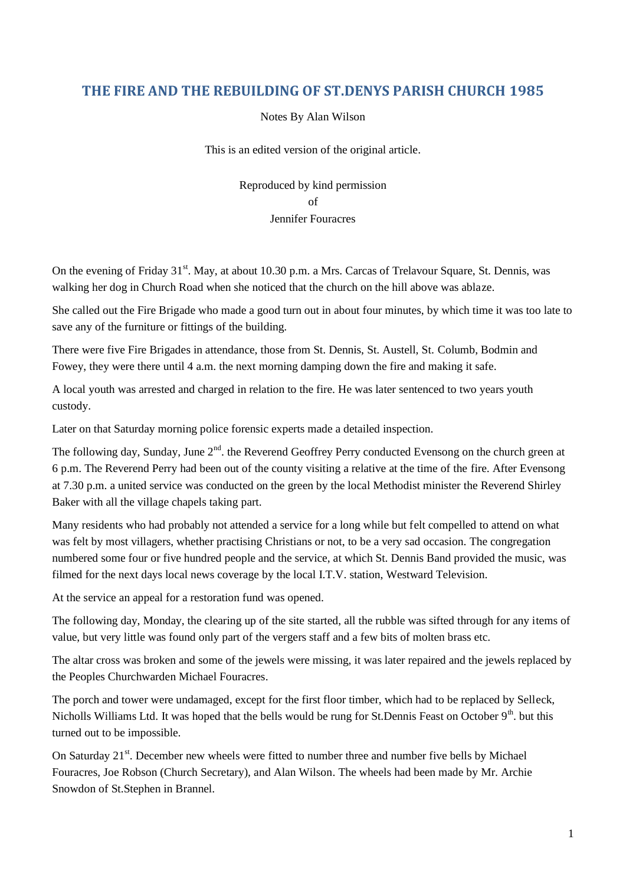# THE FIRE AND THE REBUILDING OF ST.DENYS PARISH CHURCH 1985

Notes By Alan Wilson

This is an edited version of the original article.

Reproduced by kind permission
of
Jennifer Fouracres

On the evening of Friday 31st. May, at about 10.30 p.m. a Mrs. Carcas of Trelavour Square, St. Dennis, was walking her dog in Church Road when she noticed that the church on the hill above was ablaze.

She called out the Fire Brigade who made a good turn out in about four minutes, by which time it was too late to save any of the furniture or fittings of the building.

There were five Fire Brigades in attendance, those from St. Dennis, St. Austell, St. Columb, Bodmin and Fowey, they were there until 4 a.m. the next morning damping down the fire and making it safe.

A local youth was arrested and charged in relation to the fire. He was later sentenced to two years youth custody.

Later on that Saturday morning police forensic experts made a detailed inspection.

The following day, Sunday, June 2nd. the Reverend Geoffrey Perry conducted Evensong on the church green at 6 p.m. The Reverend Perry had been out of the county visiting a relative at the time of the fire. After Evensong at 7.30 p.m. a united service was conducted on the green by the local Methodist minister the Reverend Shirley Baker with all the village chapels taking part.

Many residents who had probably not attended a service for a long while but felt compelled to attend on what was felt by most villagers, whether practising Christians or not, to be a very sad occasion. The congregation numbered some four or five hundred people and the service, at which St. Dennis Band provided the music, was filmed for the next days local news coverage by the local I.T.V. station, Westward Television.

At the service an appeal for a restoration fund was opened.

The following day, Monday, the clearing up of the site started, all the rubble was sifted through for any items of value, but very little was found only part of the vergers staff and a few bits of molten brass etc.

The altar cross was broken and some of the jewels were missing, it was later repaired and the jewels replaced by the Peoples Churchwarden Michael Fouracres.

The porch and tower were undamaged, except for the first floor timber, which had to be replaced by Selleck, Nicholls Williams Ltd. It was hoped that the bells would be rung for St.Dennis Feast on October 9th. but this turned out to be impossible.

On Saturday 21st. December new wheels were fitted to number three and number five bells by Michael Fouracres, Joe Robson (Church Secretary), and Alan Wilson. The wheels had been made by Mr. Archie Snowdon of St.Stephen in Brannel.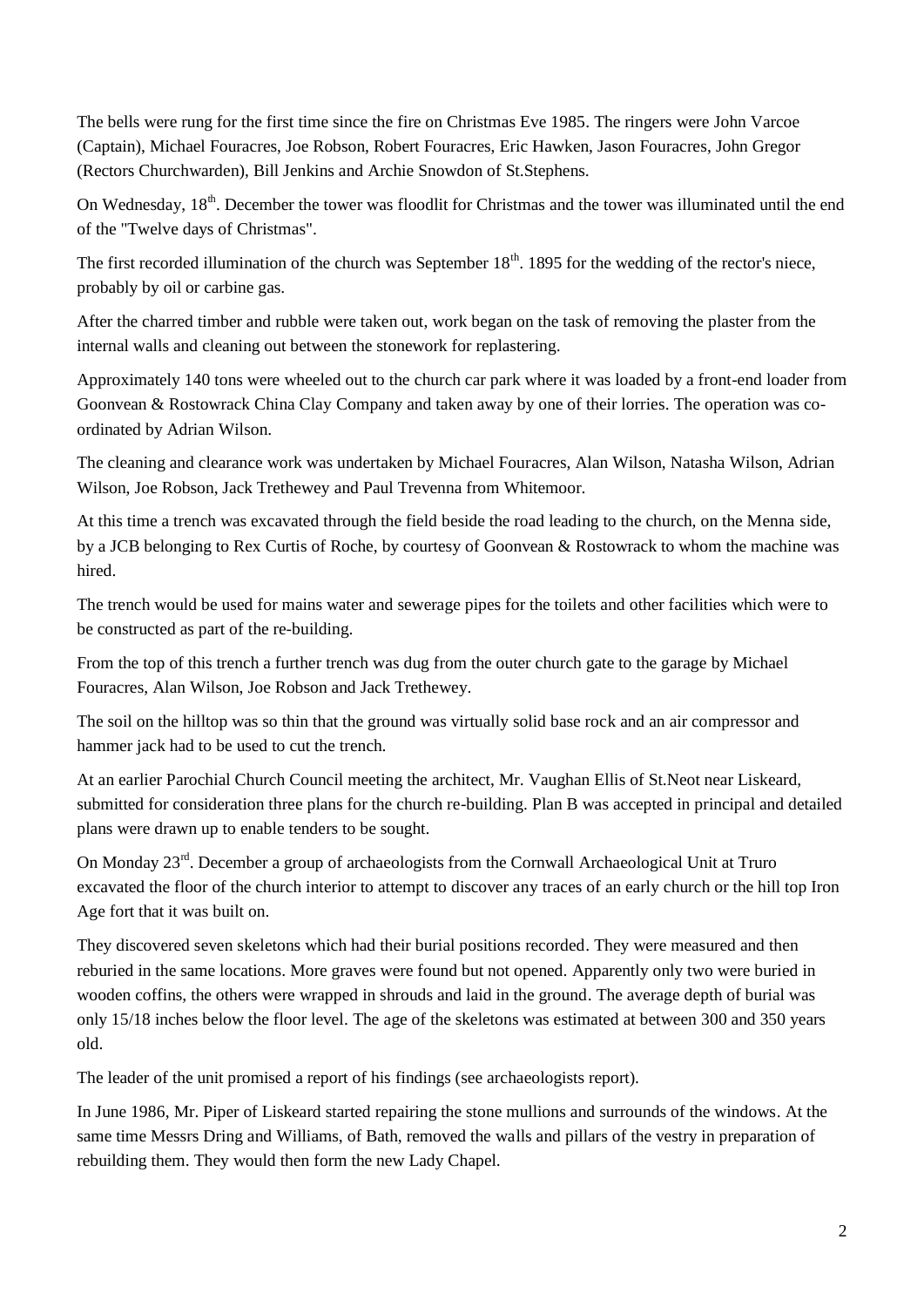The bells were rung for the first time since the fire on Christmas Eve 1985. The ringers were John Varcoe (Captain), Michael Fouracres, Joe Robson, Robert Fouracres, Eric Hawken, Jason Fouracres, John Gregor (Rectors Churchwarden), Bill Jenkins and Archie Snowdon of St.Stephens.

On Wednesday, 18th. December the tower was floodlit for Christmas and the tower was illuminated until the end of the "Twelve days of Christmas".

The first recorded illumination of the church was September 18th. 1895 for the wedding of the rector's niece, probably by oil or carbine gas.

After the charred timber and rubble were taken out, work began on the task of removing the plaster from the internal walls and cleaning out between the stonework for replastering.

Approximately 140 tons were wheeled out to the church car park where it was loaded by a front-end loader from Goonvean & Rostowrack China Clay Company and taken away by one of their lorries. The operation was co-ordinated by Adrian Wilson.

The cleaning and clearance work was undertaken by Michael Fouracres, Alan Wilson, Natasha Wilson, Adrian Wilson, Joe Robson, Jack Trethewey and Paul Trevenna from Whitemoor.

At this time a trench was excavated through the field beside the road leading to the church, on the Menna side, by a JCB belonging to Rex Curtis of Roche, by courtesy of Goonvean & Rostowrack to whom the machine was hired.

The trench would be used for mains water and sewerage pipes for the toilets and other facilities which were to be constructed as part of the re-building.

From the top of this trench a further trench was dug from the outer church gate to the garage by Michael Fouracres, Alan Wilson, Joe Robson and Jack Trethewey.

The soil on the hilltop was so thin that the ground was virtually solid base rock and an air compressor and hammer jack had to be used to cut the trench.

At an earlier Parochial Church Council meeting the architect, Mr. Vaughan Ellis of St.Neot near Liskeard, submitted for consideration three plans for the church re-building. Plan B was accepted in principal and detailed plans were drawn up to enable tenders to be sought.

On Monday 23rd. December a group of archaeologists from the Cornwall Archaeological Unit at Truro excavated the floor of the church interior to attempt to discover any traces of an early church or the hill top Iron Age fort that it was built on.

They discovered seven skeletons which had their burial positions recorded. They were measured and then reburied in the same locations. More graves were found but not opened. Apparently only two were buried in wooden coffins, the others were wrapped in shrouds and laid in the ground. The average depth of burial was only 15/18 inches below the floor level. The age of the skeletons was estimated at between 300 and 350 years old.

The leader of the unit promised a report of his findings (see archaeologists report).

In June 1986, Mr. Piper of Liskeard started repairing the stone mullions and surrounds of the windows. At the same time Messrs Dring and Williams, of Bath, removed the walls and pillars of the vestry in preparation of rebuilding them. They would then form the new Lady Chapel.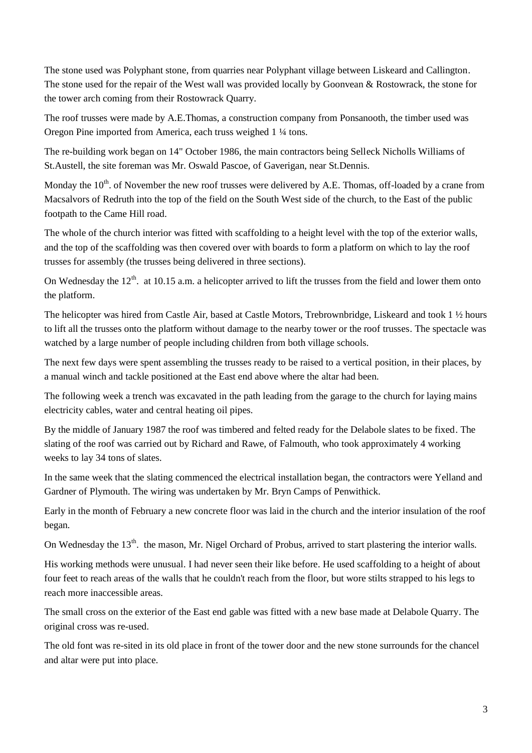The stone used was Polyphant stone, from quarries near Polyphant village between Liskeard and Callington. The stone used for the repair of the West wall was provided locally by Goonvean & Rostowrack, the stone for the tower arch coming from their Rostowrack Quarry.

The roof trusses were made by A.E.Thomas, a construction company from Ponsanooth, the timber used was Oregon Pine imported from America, each truss weighed 1 ¼ tons.

The re-building work began on 14" October 1986, the main contractors being Selleck Nicholls Williams of St.Austell, the site foreman was Mr. Oswald Pascoe, of Gaverigan, near St.Dennis.

Monday the 10th. of November the new roof trusses were delivered by A.E. Thomas, off-loaded by a crane from Macsalvors of Redruth into the top of the field on the South West side of the church, to the East of the public footpath to the Came Hill road.

The whole of the church interior was fitted with scaffolding to a height level with the top of the exterior walls, and the top of the scaffolding was then covered over with boards to form a platform on which to lay the roof trusses for assembly (the trusses being delivered in three sections).

On Wednesday the 12th. at 10.15 a.m. a helicopter arrived to lift the trusses from the field and lower them onto the platform.

The helicopter was hired from Castle Air, based at Castle Motors, Trebrownbridge, Liskeard and took 1 ½ hours to lift all the trusses onto the platform without damage to the nearby tower or the roof trusses. The spectacle was watched by a large number of people including children from both village schools.

The next few days were spent assembling the trusses ready to be raised to a vertical position, in their places, by a manual winch and tackle positioned at the East end above where the altar had been.

The following week a trench was excavated in the path leading from the garage to the church for laying mains electricity cables, water and central heating oil pipes.

By the middle of January 1987 the roof was timbered and felted ready for the Delabole slates to be fixed. The slating of the roof was carried out by Richard and Rawe, of Falmouth, who took approximately 4 working weeks to lay 34 tons of slates.

In the same week that the slating commenced the electrical installation began, the contractors were Yelland and Gardner of Plymouth. The wiring was undertaken by Mr. Bryn Camps of Penwithick.

Early in the month of February a new concrete floor was laid in the church and the interior insulation of the roof began.

On Wednesday the 13th. the mason, Mr. Nigel Orchard of Probus, arrived to start plastering the interior walls.

His working methods were unusual. I had never seen their like before. He used scaffolding to a height of about four feet to reach areas of the walls that he couldn't reach from the floor, but wore stilts strapped to his legs to reach more inaccessible areas.

The small cross on the exterior of the East end gable was fitted with a new base made at Delabole Quarry. The original cross was re-used.

The old font was re-sited in its old place in front of the tower door and the new stone surrounds for the chancel and altar were put into place.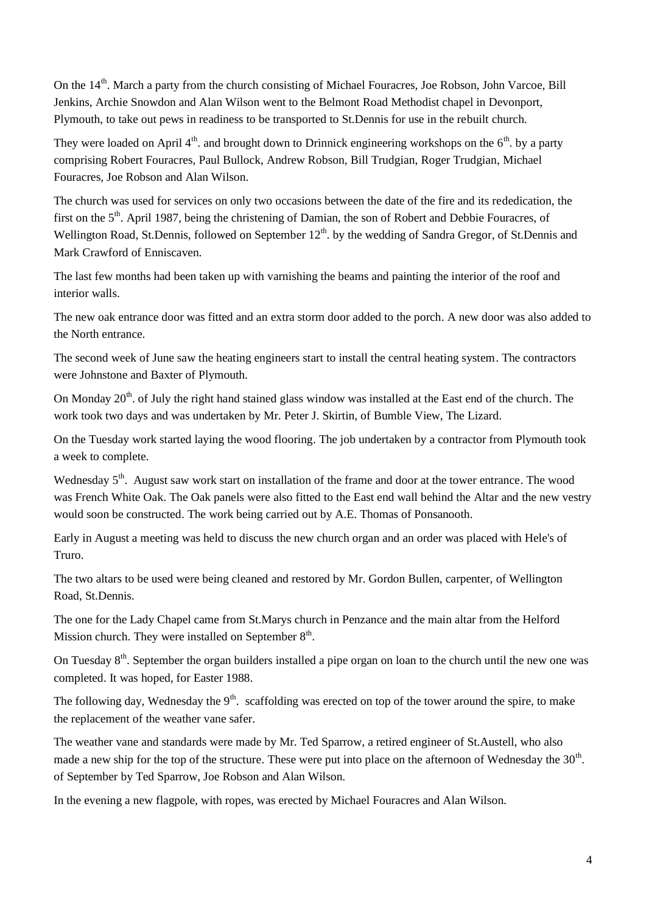On the 14th. March a party from the church consisting of Michael Fouracres, Joe Robson, John Varcoe, Bill Jenkins, Archie Snowdon and Alan Wilson went to the Belmont Road Methodist chapel in Devonport, Plymouth, to take out pews in readiness to be transported to St.Dennis for use in the rebuilt church.

They were loaded on April 4th. and brought down to Drinnick engineering workshops on the 6th. by a party comprising Robert Fouracres, Paul Bullock, Andrew Robson, Bill Trudgian, Roger Trudgian, Michael Fouracres, Joe Robson and Alan Wilson.

The church was used for services on only two occasions between the date of the fire and its rededication, the first on the 5th. April 1987, being the christening of Damian, the son of Robert and Debbie Fouracres, of Wellington Road, St.Dennis, followed on September 12th. by the wedding of Sandra Gregor, of St.Dennis and Mark Crawford of Enniscaven.

The last few months had been taken up with varnishing the beams and painting the interior of the roof and interior walls.

The new oak entrance door was fitted and an extra storm door added to the porch. A new door was also added to the North entrance.

The second week of June saw the heating engineers start to install the central heating system. The contractors were Johnstone and Baxter of Plymouth.

On Monday 20th. of July the right hand stained glass window was installed at the East end of the church. The work took two days and was undertaken by Mr. Peter J. Skirtin, of Bumble View, The Lizard.

On the Tuesday work started laying the wood flooring. The job undertaken by a contractor from Plymouth took a week to complete.

Wednesday 5th. August saw work start on installation of the frame and door at the tower entrance. The wood was French White Oak. The Oak panels were also fitted to the East end wall behind the Altar and the new vestry would soon be constructed. The work being carried out by A.E. Thomas of Ponsanooth.

Early in August a meeting was held to discuss the new church organ and an order was placed with Hele's of Truro.

The two altars to be used were being cleaned and restored by Mr. Gordon Bullen, carpenter, of Wellington Road, St.Dennis.

The one for the Lady Chapel came from St.Marys church in Penzance and the main altar from the Helford Mission church. They were installed on September 8th.

On Tuesday 8th. September the organ builders installed a pipe organ on loan to the church until the new one was completed. It was hoped, for Easter 1988.

The following day, Wednesday the 9th. scaffolding was erected on top of the tower around the spire, to make the replacement of the weather vane safer.

The weather vane and standards were made by Mr. Ted Sparrow, a retired engineer of St.Austell, who also made a new ship for the top of the structure. These were put into place on the afternoon of Wednesday the 30th. of September by Ted Sparrow, Joe Robson and Alan Wilson.

In the evening a new flagpole, with ropes, was erected by Michael Fouracres and Alan Wilson.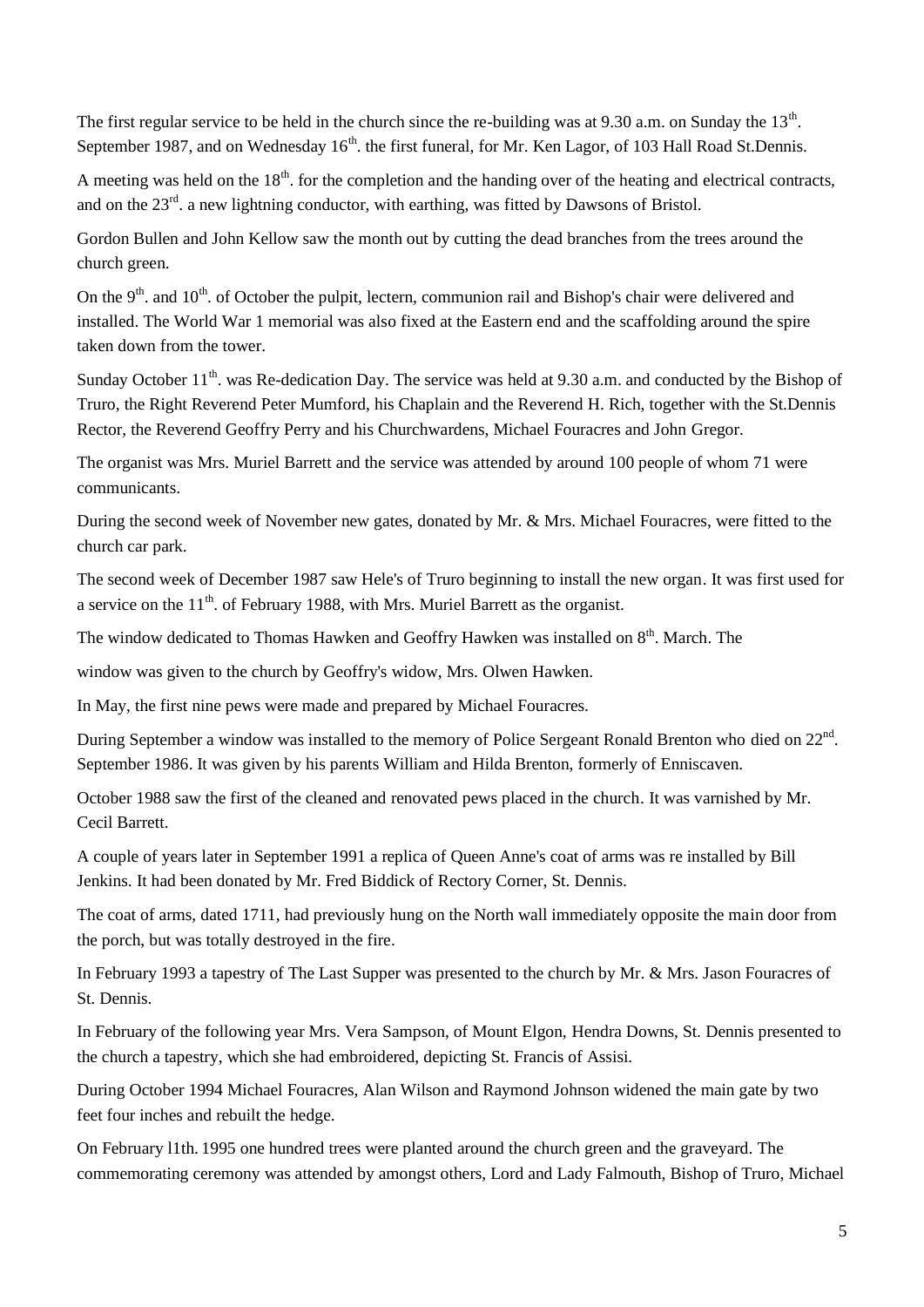The first regular service to be held in the church since the re-building was at 9.30 a.m. on Sunday the 13th. September 1987, and on Wednesday 16th. the first funeral, for Mr. Ken Lagor, of 103 Hall Road St.Dennis.

A meeting was held on the 18th. for the completion and the handing over of the heating and electrical contracts, and on the 23rd. a new lightning conductor, with earthing, was fitted by Dawsons of Bristol.

Gordon Bullen and John Kellow saw the month out by cutting the dead branches from the trees around the church green.

On the 9th. and 10th. of October the pulpit, lectern, communion rail and Bishop's chair were delivered and installed. The World War 1 memorial was also fixed at the Eastern end and the scaffolding around the spire taken down from the tower.

Sunday October 11th. was Re-dedication Day. The service was held at 9.30 a.m. and conducted by the Bishop of Truro, the Right Reverend Peter Mumford, his Chaplain and the Reverend H. Rich, together with the St.Dennis Rector, the Reverend Geoffry Perry and his Churchwardens, Michael Fouracres and John Gregor.

The organist was Mrs. Muriel Barrett and the service was attended by around 100 people of whom 71 were communicants.

During the second week of November new gates, donated by Mr. & Mrs. Michael Fouracres, were fitted to the church car park.

The second week of December 1987 saw Hele's of Truro beginning to install the new organ. It was first used for a service on the 11th. of February 1988, with Mrs. Muriel Barrett as the organist.

The window dedicated to Thomas Hawken and Geoffry Hawken was installed on 8th. March. The

window was given to the church by Geoffry's widow, Mrs. Olwen Hawken.

In May, the first nine pews were made and prepared by Michael Fouracres.

During September a window was installed to the memory of Police Sergeant Ronald Brenton who died on 22nd. September 1986. It was given by his parents William and Hilda Brenton, formerly of Enniscaven.

October 1988 saw the first of the cleaned and renovated pews placed in the church. It was varnished by Mr. Cecil Barrett.

A couple of years later in September 1991 a replica of Queen Anne's coat of arms was re installed by Bill Jenkins. It had been donated by Mr. Fred Biddick of Rectory Corner, St. Dennis.

The coat of arms, dated 1711, had previously hung on the North wall immediately opposite the main door from the porch, but was totally destroyed in the fire.

In February 1993 a tapestry of The Last Supper was presented to the church by Mr. & Mrs. Jason Fouracres of St. Dennis.

In February of the following year Mrs. Vera Sampson, of Mount Elgon, Hendra Downs, St. Dennis presented to the church a tapestry, which she had embroidered, depicting St. Francis of Assisi.

During October 1994 Michael Fouracres, Alan Wilson and Raymond Johnson widened the main gate by two feet four inches and rebuilt the hedge.

On February l1th. 1995 one hundred trees were planted around the church green and the graveyard. The commemorating ceremony was attended by amongst others, Lord and Lady Falmouth, Bishop of Truro, Michael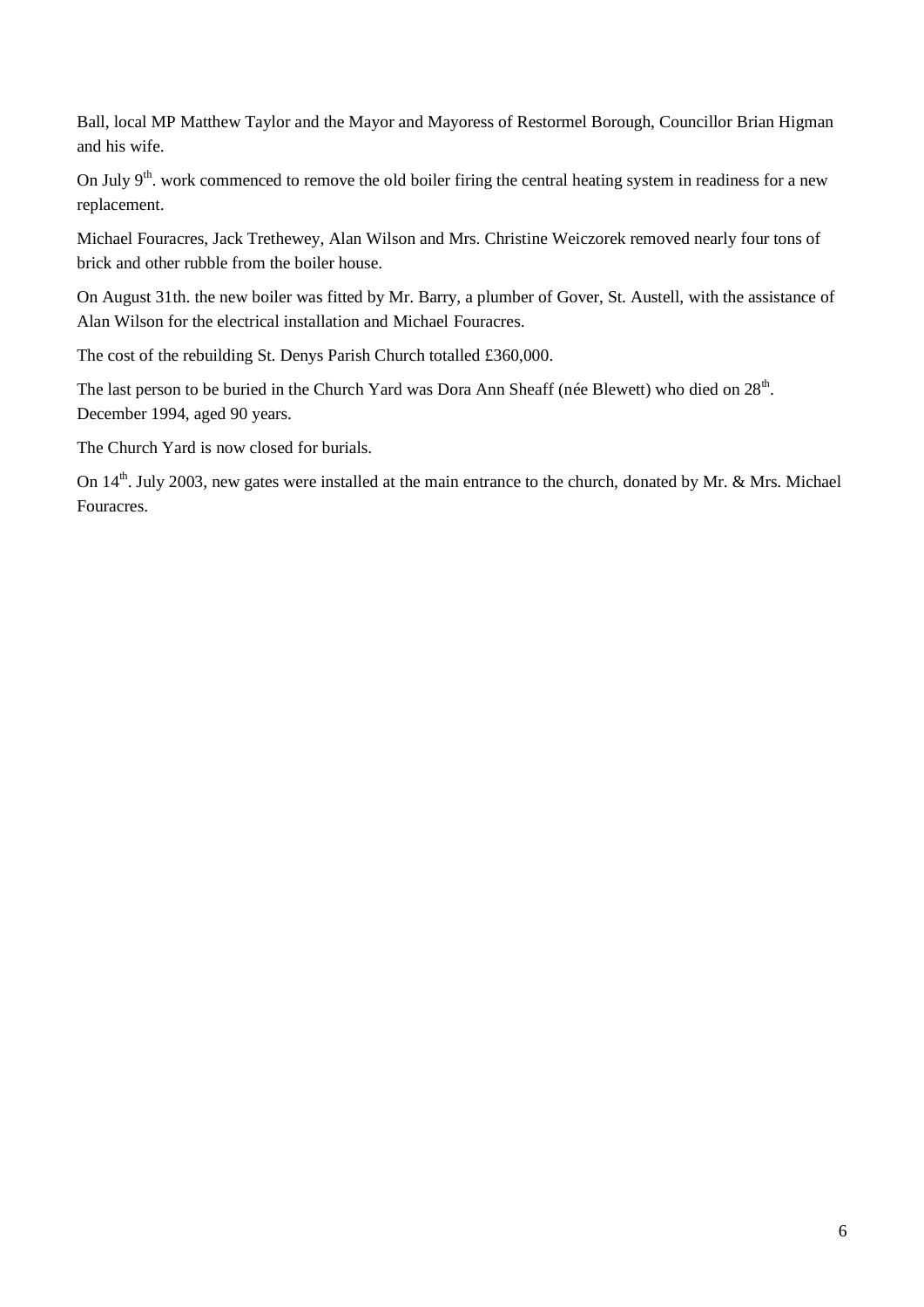Ball, local MP Matthew Taylor and the Mayor and Mayoress of Restormel Borough, Councillor Brian Higman and his wife.

On July 9th. work commenced to remove the old boiler firing the central heating system in readiness for a new replacement.

Michael Fouracres, Jack Trethewey, Alan Wilson and Mrs. Christine Weiczorek removed nearly four tons of brick and other rubble from the boiler house.

On August 31th. the new boiler was fitted by Mr. Barry, a plumber of Gover, St. Austell, with the assistance of Alan Wilson for the electrical installation and Michael Fouracres.

The cost of the rebuilding St. Denys Parish Church totalled £360,000.

The last person to be buried in the Church Yard was Dora Ann Sheaff (née Blewett) who died on 28th. December 1994, aged 90 years.

The Church Yard is now closed for burials.

On 14th. July 2003, new gates were installed at the main entrance to the church, donated by Mr. & Mrs. Michael Fouracres.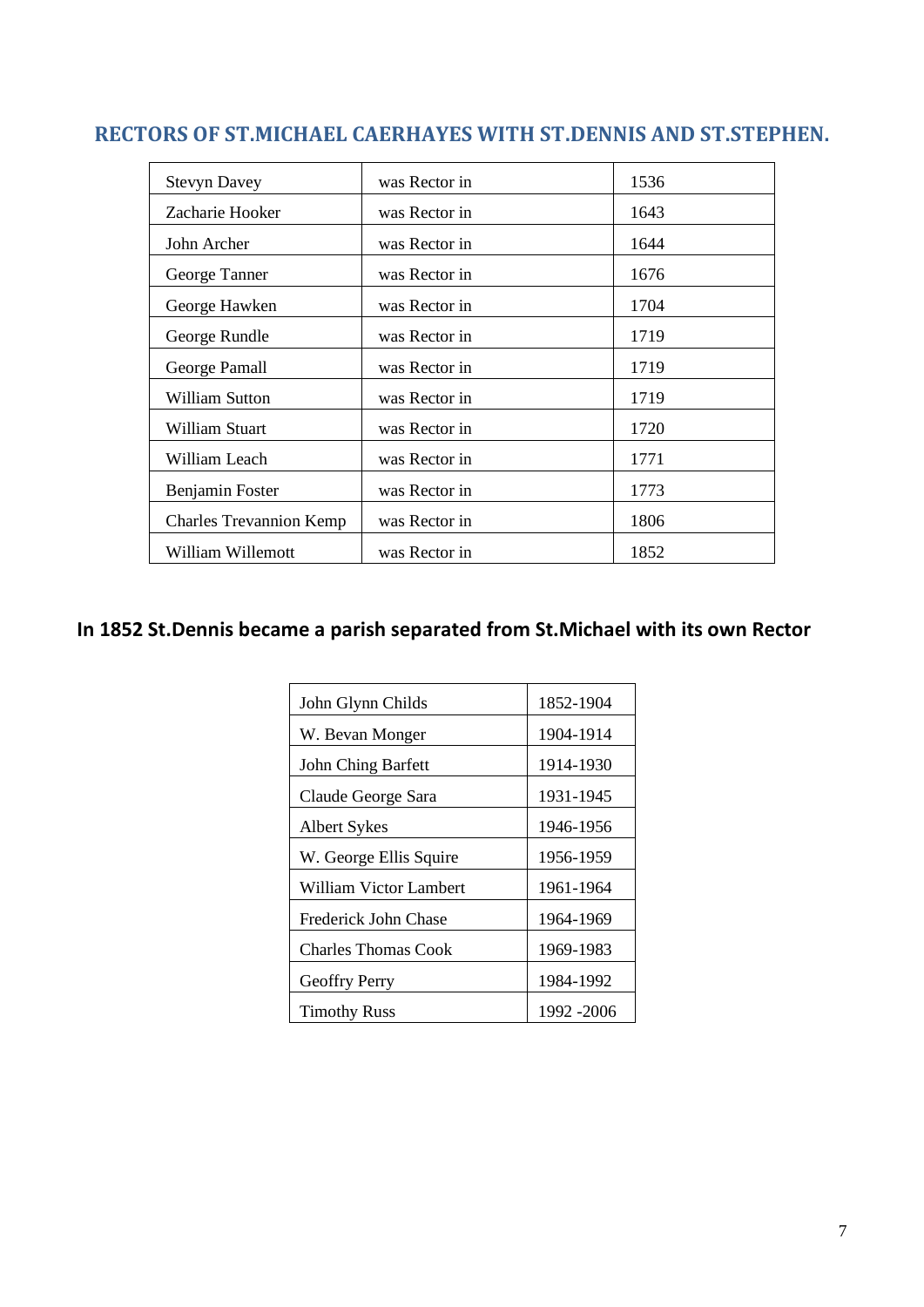## RECTORS OF ST.MICHAEL CAERHAYES WITH ST.DENNIS AND ST.STEPHEN.

| | | |
|---|---|---|
| Stevyn Davey | was Rector in | 1536 |
| Zacharie Hooker | was Rector in | 1643 |
| John Archer | was Rector in | 1644 |
| George Tanner | was Rector in | 1676 |
| George Hawken | was Rector in | 1704 |
| George Rundle | was Rector in | 1719 |
| George Pamall | was Rector in | 1719 |
| William Sutton | was Rector in | 1719 |
| William Stuart | was Rector in | 1720 |
| William Leach | was Rector in | 1771 |
| Benjamin Foster | was Rector in | 1773 |
| Charles Trevannion Kemp | was Rector in | 1806 |
| William Willemott | was Rector in | 1852 |

## In 1852 St.Dennis became a parish separated from St.Michael with its own Rector

| | |
|---|---|
| John Glynn Childs | 1852-1904 |
| W. Bevan Monger | 1904-1914 |
| John Ching Barfett | 1914-1930 |
| Claude George Sara | 1931-1945 |
| Albert Sykes | 1946-1956 |
| W. George Ellis Squire | 1956-1959 |
| William Victor Lambert | 1961-1964 |
| Frederick John Chase | 1964-1969 |
| Charles Thomas Cook | 1969-1983 |
| Geoffry Perry | 1984-1992 |
| Timothy Russ | 1992 -2006 |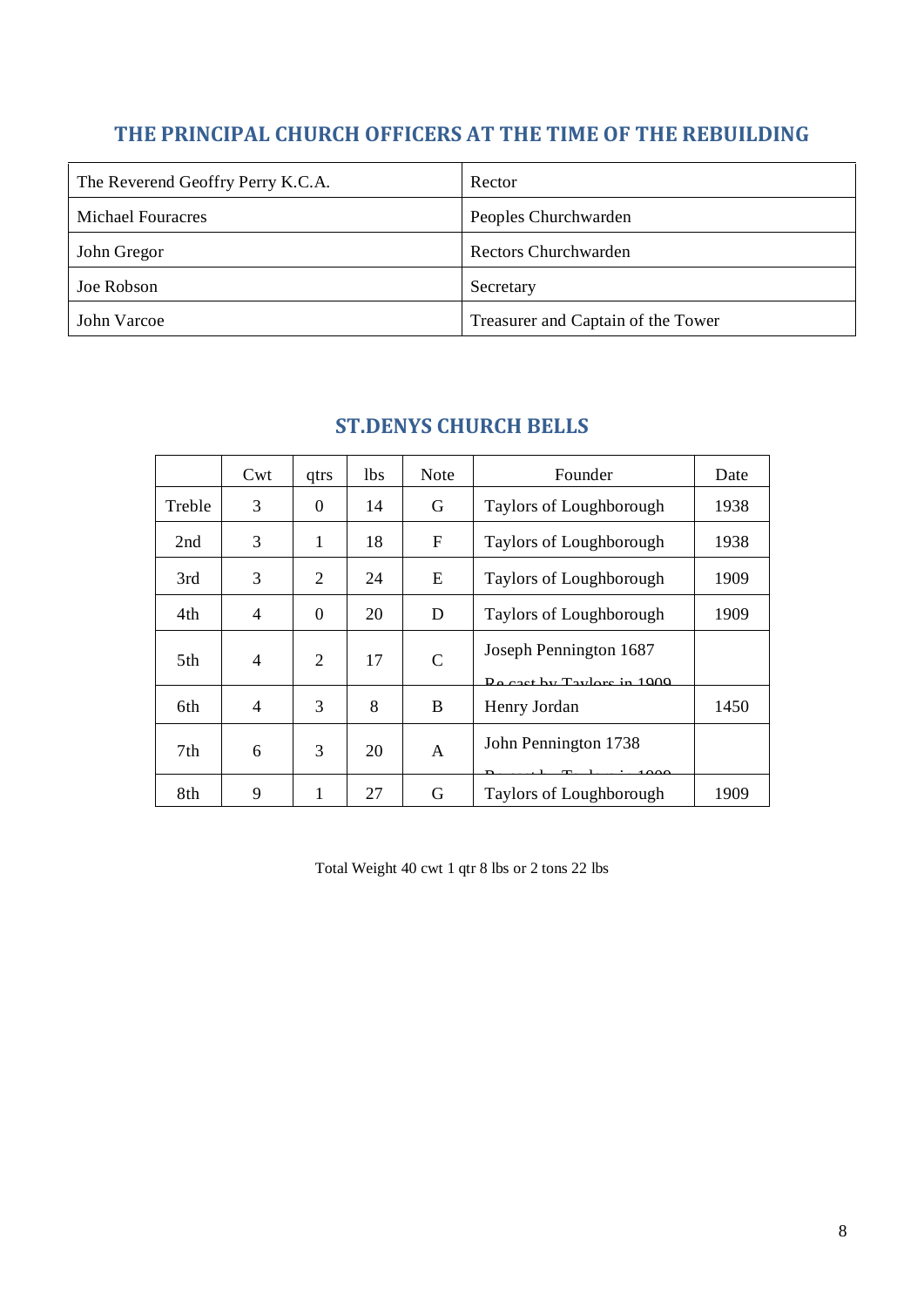## THE PRINCIPAL CHURCH OFFICERS AT THE TIME OF THE REBUILDING

| | |
|---|---|
| The Reverend Geoffry Perry K.C.A. | Rector |
| Michael Fouracres | Peoples Churchwarden |
| John Gregor | Rectors Churchwarden |
| Joe Robson | Secretary |
| John Varcoe | Treasurer and Captain of the Tower |

## ST.DENYS CHURCH BELLS

| | Cwt | qtrs | lbs | Note | Founder | Date |
|---|---|---|---|---|---|---|
| Treble | 3 | 0 | 14 | G | Taylors of Loughborough | 1938 |
| 2nd | 3 | 1 | 18 | F | Taylors of Loughborough | 1938 |
| 3rd | 3 | 2 | 24 | E | Taylors of Loughborough | 1909 |
| 4th | 4 | 0 | 20 | D | Taylors of Loughborough | 1909 |
| 5th | 4 | 2 | 17 | C | Joseph Pennington 1687 Re-cast by Taylors in 1909 | |
| 6th | 4 | 3 | 8 | B | Henry Jordan | 1450 |
| 7th | 6 | 3 | 20 | A | John Pennington 1738 Re-cast by Taylors in 1909 | |
| 8th | 9 | 1 | 27 | G | Taylors of Loughborough | 1909 |

Total Weight 40 cwt 1 qtr 8 lbs or 2 tons 22 lbs